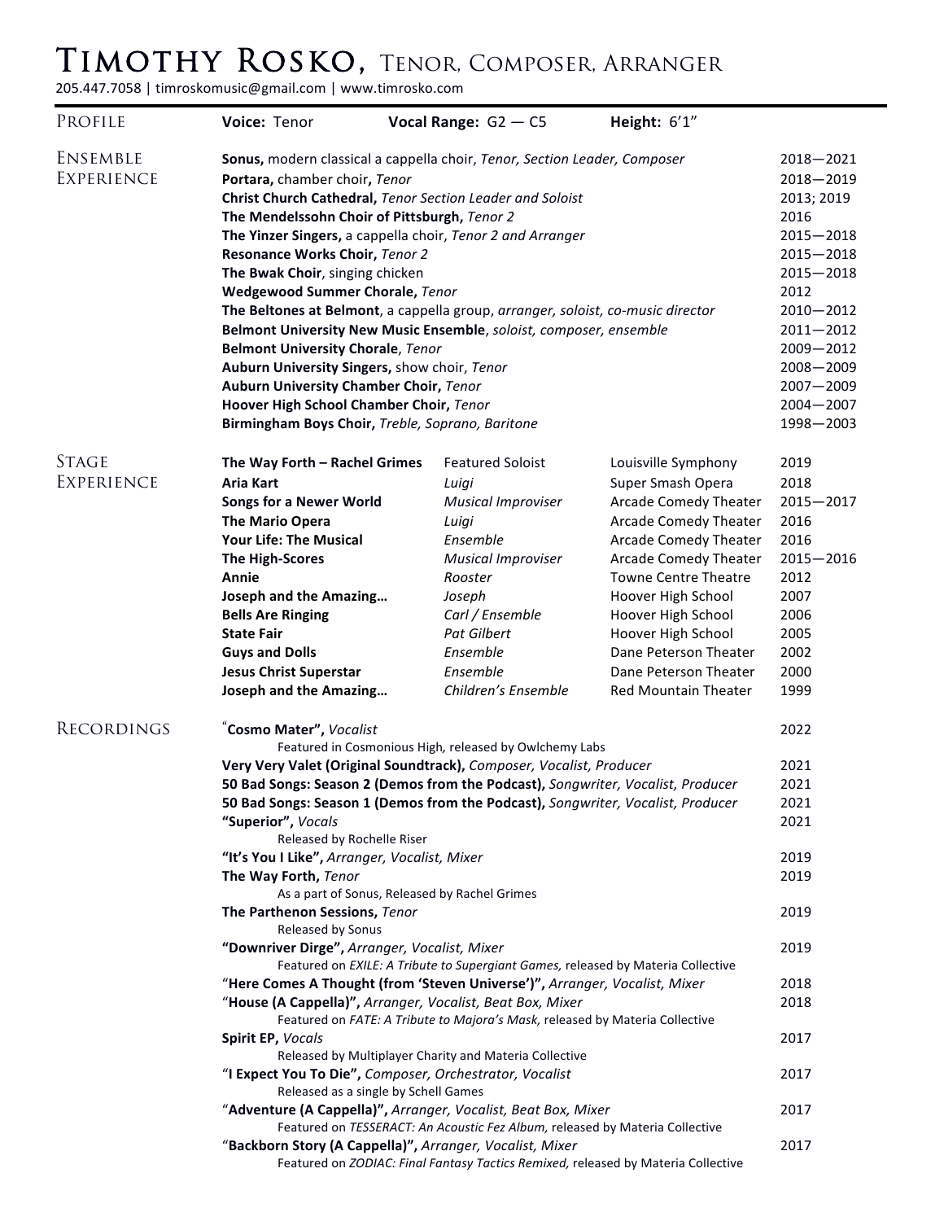# Timothy Rosko, Tenor, Composer, Arranger

205.447.7058 | timroskomusic@gmail.com | www.timrosko.com

## Profile

**Voice:** Tenor | **Vocal Range:** G2 — C5 | **Height:** 6'1"

## Ensemble Experience

| Ensemble | Years |
| --- | --- |
| **Sonus,** modern classical a cappella choir, *Tenor, Section Leader, Composer* | 2018—2021 |
| **Portara,** chamber choir, *Tenor* | 2018—2019 |
| **Christ Church Cathedral,** *Tenor Section Leader and Soloist* | 2013; 2019 |
| **The Mendelssohn Choir of Pittsburgh,** *Tenor 2* | 2016 |
| **The Yinzer Singers,** a cappella choir, *Tenor 2 and Arranger* | 2015—2018 |
| **Resonance Works Choir,** *Tenor 2* | 2015—2018 |
| **The Bwak Choir**, singing chicken | 2015—2018 |
| **Wedgewood Summer Chorale,** *Tenor* | 2012 |
| **The Beltones at Belmont**, a cappella group, *arranger, soloist, co-music director* | 2010—2012 |
| **Belmont University New Music Ensemble**, *soloist, composer, ensemble* | 2011—2012 |
| **Belmont University Chorale**, *Tenor* | 2009—2012 |
| **Auburn University Singers,** show choir, *Tenor* | 2008—2009 |
| **Auburn University Chamber Choir,** *Tenor* | 2007—2009 |
| **Hoover High School Chamber Choir,** *Tenor* | 2004—2007 |
| **Birmingham Boys Choir,** *Treble, Soprano, Baritone* | 1998—2003 |

## Stage Experience

| Production | Role | Venue | Year |
| --- | --- | --- | --- |
| **The Way Forth – Rachel Grimes** | Featured Soloist | Louisville Symphony | 2019 |
| **Aria Kart** | *Luigi* | Super Smash Opera | 2018 |
| **Songs for a Newer World** | *Musical Improviser* | Arcade Comedy Theater | 2015—2017 |
| **The Mario Opera** | *Luigi* | Arcade Comedy Theater | 2016 |
| **Your Life: The Musical** | *Ensemble* | Arcade Comedy Theater | 2016 |
| **The High-Scores** | *Musical Improviser* | Arcade Comedy Theater | 2015—2016 |
| **Annie** | *Rooster* | Towne Centre Theatre | 2012 |
| **Joseph and the Amazing…** | *Joseph* | Hoover High School | 2007 |
| **Bells Are Ringing** | *Carl / Ensemble* | Hoover High School | 2006 |
| **State Fair** | *Pat Gilbert* | Hoover High School | 2005 |
| **Guys and Dolls** | *Ensemble* | Dane Peterson Theater | 2002 |
| **Jesus Christ Superstar** | *Ensemble* | Dane Peterson Theater | 2000 |
| **Joseph and the Amazing…** | *Children's Ensemble* | Red Mountain Theater | 1999 |

## Recordings

| Recording | Year |
| --- | --- |
| "**Cosmo Mater",** *Vocalist*<br>Featured in Cosmonious High, released by Owlchemy Labs | 2022 |
| **Very Very Valet (Original Soundtrack),** *Composer, Vocalist, Producer* | 2021 |
| **50 Bad Songs: Season 2 (Demos from the Podcast),** *Songwriter, Vocalist, Producer* | 2021 |
| **50 Bad Songs: Season 1 (Demos from the Podcast),** *Songwriter, Vocalist, Producer* | 2021 |
| **"Superior",** *Vocals*<br>Released by Rochelle Riser | 2021 |
| **"It's You I Like",** *Arranger, Vocalist, Mixer* | 2019 |
| **The Way Forth,** *Tenor*<br>As a part of Sonus, Released by Rachel Grimes | 2019 |
| **The Parthenon Sessions,** *Tenor*<br>Released by Sonus | 2019 |
| **"Downriver Dirge",** *Arranger, Vocalist, Mixer*<br>Featured on *EXILE: A Tribute to Supergiant Games,* released by Materia Collective | 2019 |
| "**Here Comes A Thought (from 'Steven Universe')",** *Arranger, Vocalist, Mixer* | 2018 |
| "**House (A Cappella)",** *Arranger, Vocalist, Beat Box, Mixer*<br>Featured on *FATE: A Tribute to Majora's Mask,* released by Materia Collective | 2018 |
| **Spirit EP,** *Vocals*<br>Released by Multiplayer Charity and Materia Collective | 2017 |
| "**I Expect You To Die",** *Composer, Orchestrator, Vocalist*<br>Released as a single by Schell Games | 2017 |
| "**Adventure (A Cappella)",** *Arranger, Vocalist, Beat Box, Mixer*<br>Featured on *TESSERACT: An Acoustic Fez Album,* released by Materia Collective | 2017 |
| "**Backborn Story (A Cappella)",** *Arranger, Vocalist, Mixer*<br>Featured on *ZODIAC: Final Fantasy Tactics Remixed,* released by Materia Collective | 2017 |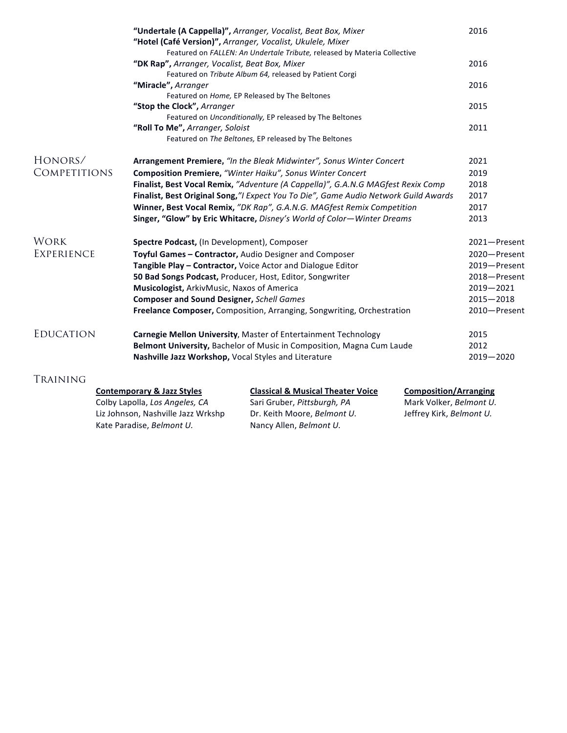**"Undertale (A Cappella)",** *Arranger, Vocalist, Beat Box, Mixer* 2016
**"Hotel (Café Version)",** *Arranger, Vocalist, Ukulele, Mixer*
Featured on *FALLEN: An Undertale Tribute,* released by Materia Collective

**"DK Rap",** *Arranger, Vocalist, Beat Box, Mixer* 2016
Featured on *Tribute Album 64,* released by Patient Corgi

**"Miracle",** *Arranger* 2016
Featured on *Home,* EP Released by The Beltones

**"Stop the Clock",** *Arranger* 2015
Featured on *Unconditionally,* EP released by The Beltones

**"Roll To Me",** *Arranger, Soloist* 2011
Featured on *The Beltones,* EP released by The Beltones

## Honors/ Competitions

| | |
|---|---|
| **Arrangement Premiere,** *"In the Bleak Midwinter", Sonus Winter Concert* | 2021 |
| **Composition Premiere,** *"Winter Haiku", Sonus Winter Concert* | 2019 |
| **Finalist, Best Vocal Remix,** *"Adventure (A Cappella)", G.A.N.G MAGfest Rexix Comp* | 2018 |
| **Finalist, Best Original Song,** *"I Expect You To Die", Game Audio Network Guild Awards* | 2017 |
| **Winner, Best Vocal Remix,** *"DK Rap", G.A.N.G. MAGfest Remix Competition* | 2017 |
| **Singer, "Glow" by Eric Whitacre,** *Disney's World of Color—Winter Dreams* | 2013 |

## Work Experience

| | |
|---|---|
| **Spectre Podcast,** (In Development), Composer | 2021—Present |
| **Toyful Games – Contractor,** Audio Designer and Composer | 2020—Present |
| **Tangible Play – Contractor,** Voice Actor and Dialogue Editor | 2019—Present |
| **50 Bad Songs Podcast,** Producer, Host, Editor, Songwriter | 2018—Present |
| **Musicologist,** ArkivMusic, Naxos of America | 2019—2021 |
| **Composer and Sound Designer,** *Schell Games* | 2015—2018 |
| **Freelance Composer,** Composition, Arranging, Songwriting, Orchestration | 2010—Present |

## Education

| | |
|---|---|
| **Carnegie Mellon University**, Master of Entertainment Technology | 2015 |
| **Belmont University,** Bachelor of Music in Composition, Magna Cum Laude | 2012 |
| **Nashville Jazz Workshop,** Vocal Styles and Literature | 2019—2020 |

## Training

| Contemporary & Jazz Styles | Classical & Musical Theater Voice | Composition/Arranging |
|---|---|---|
| Colby Lapolla, *Los Angeles, CA* | Sari Gruber, *Pittsburgh, PA* | Mark Volker, *Belmont U.* |
| Liz Johnson, Nashville Jazz Wrkshp | Dr. Keith Moore, *Belmont U.* | Jeffrey Kirk, *Belmont U.* |
| Kate Paradise, *Belmont U.* | Nancy Allen, *Belmont U.* | |